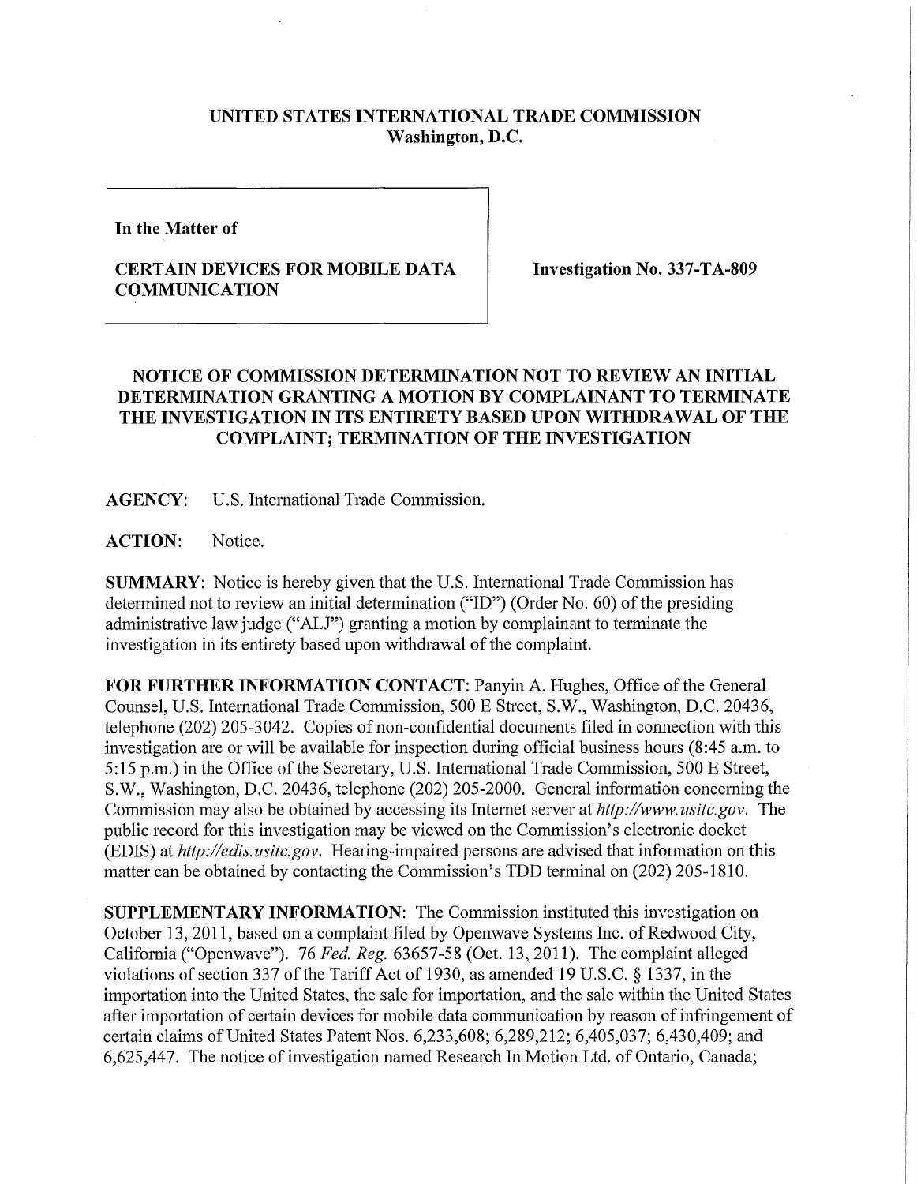**UNITED STATES INTERNATIONAL TRADE COMMISSION**
**Washington, D.C.**

| In the Matter of<br><br>CERTAIN DEVICES FOR MOBILE DATA COMMUNICATION | Investigation No. 337-TA-809 |
|---|---|

## NOTICE OF COMMISSION DETERMINATION NOT TO REVIEW AN INITIAL DETERMINATION GRANTING A MOTION BY COMPLAINANT TO TERMINATE THE INVESTIGATION IN ITS ENTIRETY BASED UPON WITHDRAWAL OF THE COMPLAINT; TERMINATION OF THE INVESTIGATION

**AGENCY:** U.S. International Trade Commission.

**ACTION:** Notice.

**SUMMARY:** Notice is hereby given that the U.S. International Trade Commission has determined not to review an initial determination ("ID") (Order No. 60) of the presiding administrative law judge ("ALJ") granting a motion by complainant to terminate the investigation in its entirety based upon withdrawal of the complaint.

**FOR FURTHER INFORMATION CONTACT:** Panyin A. Hughes, Office of the General Counsel, U.S. International Trade Commission, 500 E Street, S.W., Washington, D.C. 20436, telephone (202) 205-3042. Copies of non-confidential documents filed in connection with this investigation are or will be available for inspection during official business hours (8:45 a.m. to 5:15 p.m.) in the Office of the Secretary, U.S. International Trade Commission, 500 E Street, S.W., Washington, D.C. 20436, telephone (202) 205-2000. General information concerning the Commission may also be obtained by accessing its Internet server at *http://www.usitc.gov*. The public record for this investigation may be viewed on the Commission's electronic docket (EDIS) at *http://edis.usitc.gov*. Hearing-impaired persons are advised that information on this matter can be obtained by contacting the Commission's TDD terminal on (202) 205-1810.

**SUPPLEMENTARY INFORMATION:** The Commission instituted this investigation on October 13, 2011, based on a complaint filed by Openwave Systems Inc. of Redwood City, California ("Openwave"). 76 *Fed. Reg.* 63657-58 (Oct. 13, 2011). The complaint alleged violations of section 337 of the Tariff Act of 1930, as amended 19 U.S.C. § 1337, in the importation into the United States, the sale for importation, and the sale within the United States after importation of certain devices for mobile data communication by reason of infringement of certain claims of United States Patent Nos. 6,233,608; 6,289,212; 6,405,037; 6,430,409; and 6,625,447. The notice of investigation named Research In Motion Ltd. of Ontario, Canada;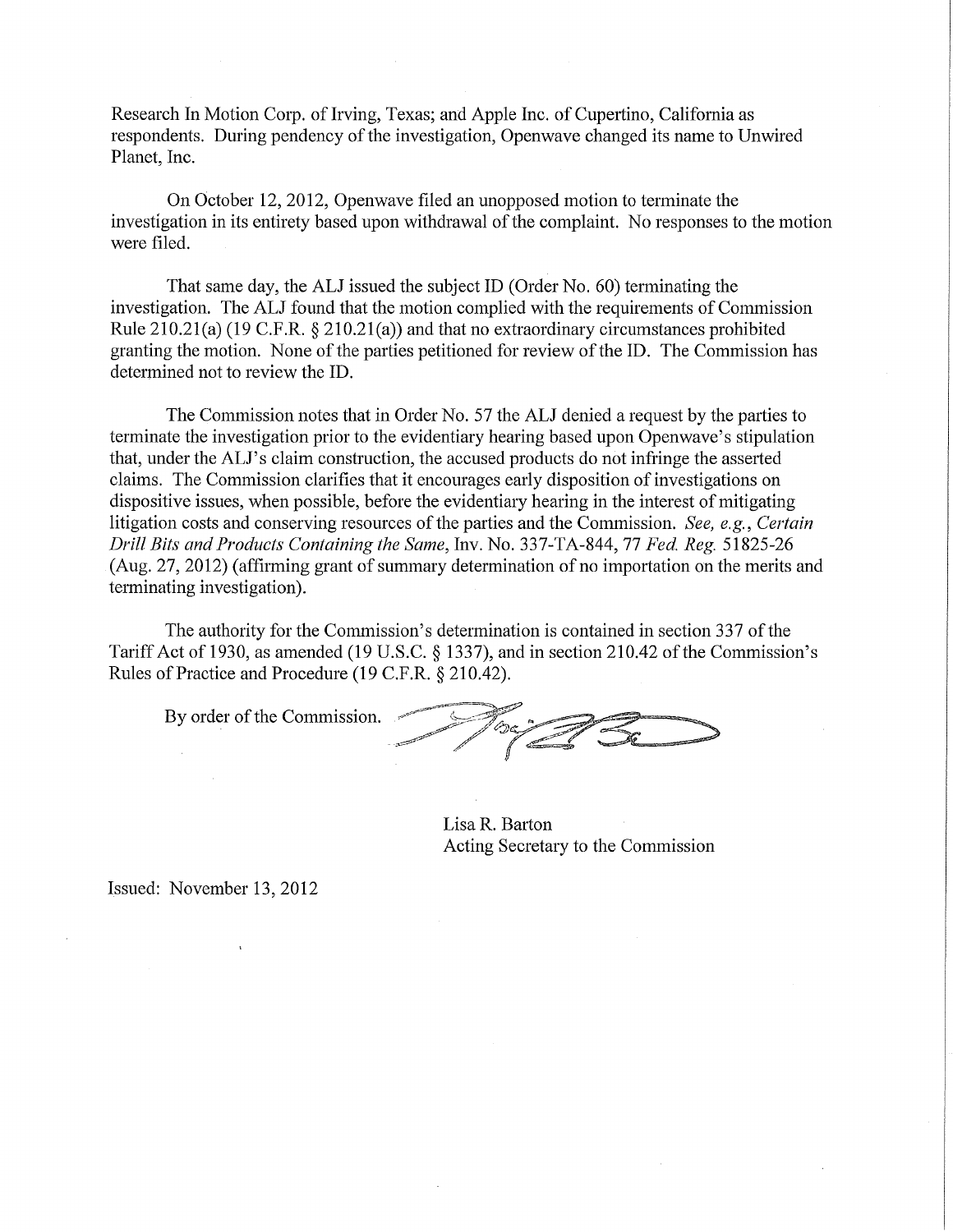Research In Motion Corp. of Irving, Texas; and Apple Inc. of Cupertino, California as respondents. During pendency of the investigation, Openwave changed its name to Unwired Planet, Inc.

On October 12, 2012, Openwave filed an unopposed motion to terminate the investigation in its entirety based upon withdrawal of the complaint. No responses to the motion were filed.

That same day, the ALJ issued the subject ID (Order No. 60) terminating the investigation. The ALJ found that the motion complied with the requirements of Commission Rule 210.21(a) (19 C.F.R. § 210.21(a)) and that no extraordinary circumstances prohibited granting the motion. None of the parties petitioned for review of the ID. The Commission has determined not to review the ID.

The Commission notes that in Order No. 57 the ALJ denied a request by the parties to terminate the investigation prior to the evidentiary hearing based upon Openwave's stipulation that, under the ALJ's claim construction, the accused products do not infringe the asserted claims. The Commission clarifies that it encourages early disposition of investigations on dispositive issues, when possible, before the evidentiary hearing in the interest of mitigating litigation costs and conserving resources of the parties and the Commission. *See, e.g.*, *Certain Drill Bits and Products Containing the Same*, Inv. No. 337-TA-844, 77 *Fed. Reg.* 51825-26 (Aug. 27, 2012) (affirming grant of summary determination of no importation on the merits and terminating investigation).

The authority for the Commission's determination is contained in section 337 of the Tariff Act of 1930, as amended (19 U.S.C. § 1337), and in section 210.42 of the Commission's Rules of Practice and Procedure (19 C.F.R. § 210.42).

By order of the Commission.

Lisa R. Barton
Acting Secretary to the Commission

Issued: November 13, 2012